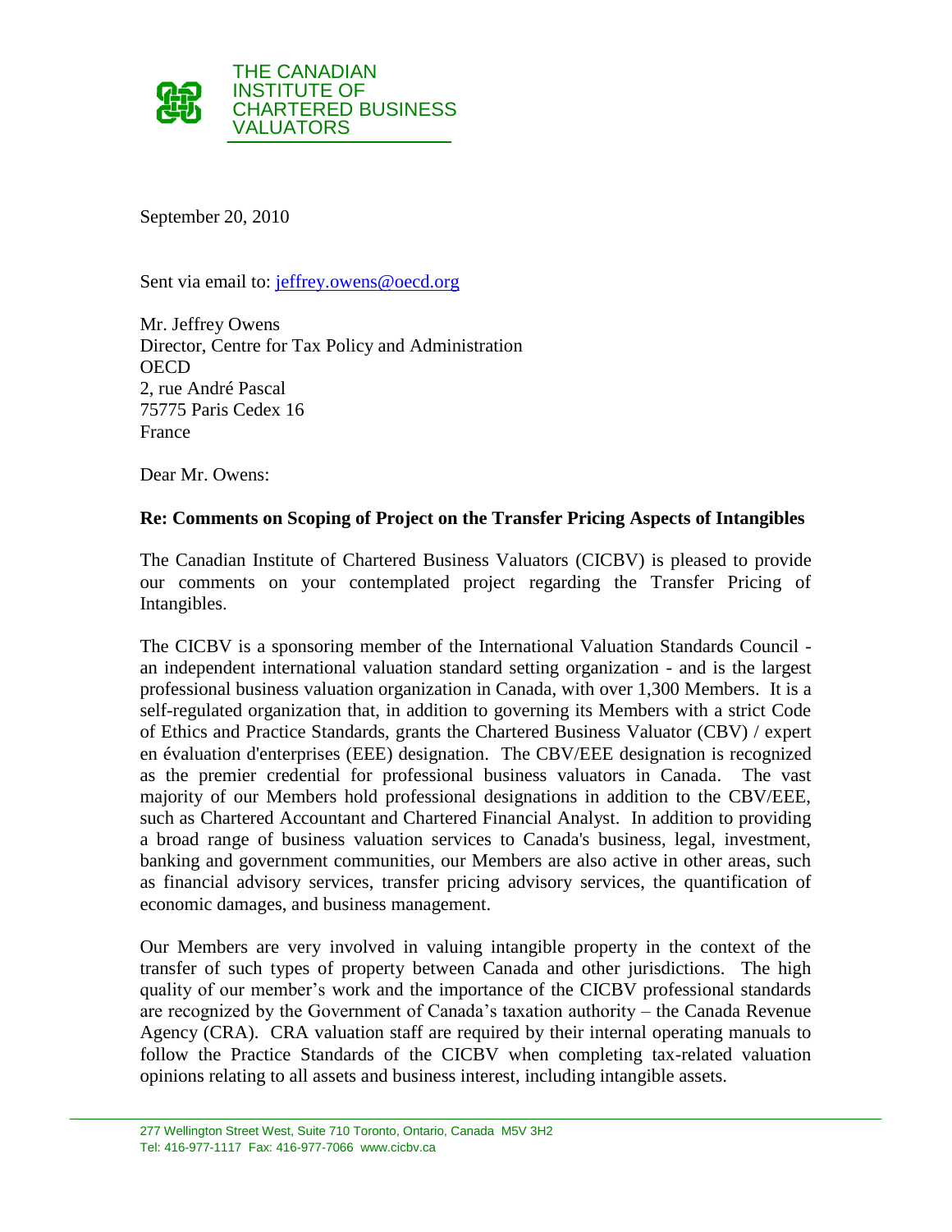THE CANADIAN INSTITUTE OF CHARTERED BUSINESS VALUATORS

September 20, 2010

Sent via email to: jeffrey.owens@oecd.org

Mr. Jeffrey Owens
Director, Centre for Tax Policy and Administration
OECD
2, rue André Pascal
75775 Paris Cedex 16
France

Dear Mr. Owens:

**Re: Comments on Scoping of Project on the Transfer Pricing Aspects of Intangibles**

The Canadian Institute of Chartered Business Valuators (CICBV) is pleased to provide our comments on your contemplated project regarding the Transfer Pricing of Intangibles.

The CICBV is a sponsoring member of the International Valuation Standards Council - an independent international valuation standard setting organization - and is the largest professional business valuation organization in Canada, with over 1,300 Members. It is a self-regulated organization that, in addition to governing its Members with a strict Code of Ethics and Practice Standards, grants the Chartered Business Valuator (CBV) / expert en évaluation d'enterprises (EEE) designation. The CBV/EEE designation is recognized as the premier credential for professional business valuators in Canada. The vast majority of our Members hold professional designations in addition to the CBV/EEE, such as Chartered Accountant and Chartered Financial Analyst. In addition to providing a broad range of business valuation services to Canada's business, legal, investment, banking and government communities, our Members are also active in other areas, such as financial advisory services, transfer pricing advisory services, the quantification of economic damages, and business management.

Our Members are very involved in valuing intangible property in the context of the transfer of such types of property between Canada and other jurisdictions. The high quality of our member's work and the importance of the CICBV professional standards are recognized by the Government of Canada's taxation authority – the Canada Revenue Agency (CRA). CRA valuation staff are required by their internal operating manuals to follow the Practice Standards of the CICBV when completing tax-related valuation opinions relating to all assets and business interest, including intangible assets.

277 Wellington Street West, Suite 710 Toronto, Ontario, Canada M5V 3H2
Tel: 416-977-1117 Fax: 416-977-7066 www.cicbv.ca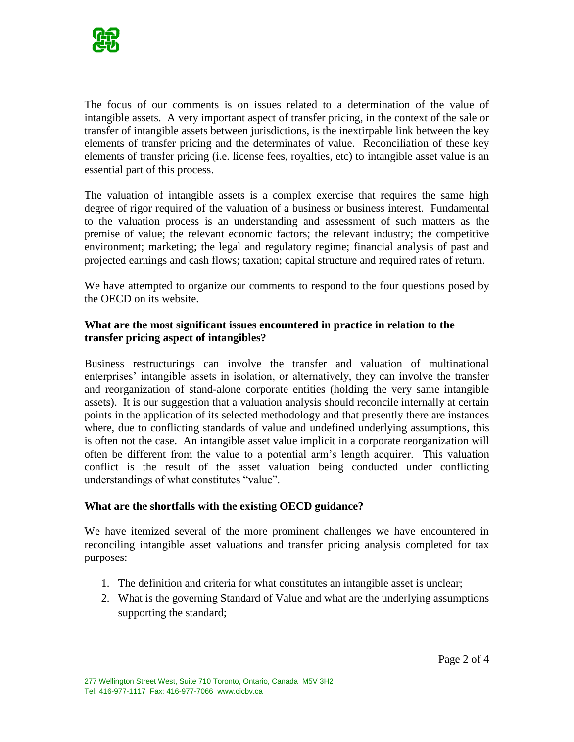The focus of our comments is on issues related to a determination of the value of intangible assets. A very important aspect of transfer pricing, in the context of the sale or transfer of intangible assets between jurisdictions, is the inextirpable link between the key elements of transfer pricing and the determinates of value. Reconciliation of these key elements of transfer pricing (i.e. license fees, royalties, etc) to intangible asset value is an essential part of this process.

The valuation of intangible assets is a complex exercise that requires the same high degree of rigor required of the valuation of a business or business interest. Fundamental to the valuation process is an understanding and assessment of such matters as the premise of value; the relevant economic factors; the relevant industry; the competitive environment; marketing; the legal and regulatory regime; financial analysis of past and projected earnings and cash flows; taxation; capital structure and required rates of return.

We have attempted to organize our comments to respond to the four questions posed by the OECD on its website.

### What are the most significant issues encountered in practice in relation to the transfer pricing aspect of intangibles?

Business restructurings can involve the transfer and valuation of multinational enterprises' intangible assets in isolation, or alternatively, they can involve the transfer and reorganization of stand-alone corporate entities (holding the very same intangible assets). It is our suggestion that a valuation analysis should reconcile internally at certain points in the application of its selected methodology and that presently there are instances where, due to conflicting standards of value and undefined underlying assumptions, this is often not the case. An intangible asset value implicit in a corporate reorganization will often be different from the value to a potential arm's length acquirer. This valuation conflict is the result of the asset valuation being conducted under conflicting understandings of what constitutes "value".

### What are the shortfalls with the existing OECD guidance?

We have itemized several of the more prominent challenges we have encountered in reconciling intangible asset valuations and transfer pricing analysis completed for tax purposes:

1. The definition and criteria for what constitutes an intangible asset is unclear;
2. What is the governing Standard of Value and what are the underlying assumptions supporting the standard;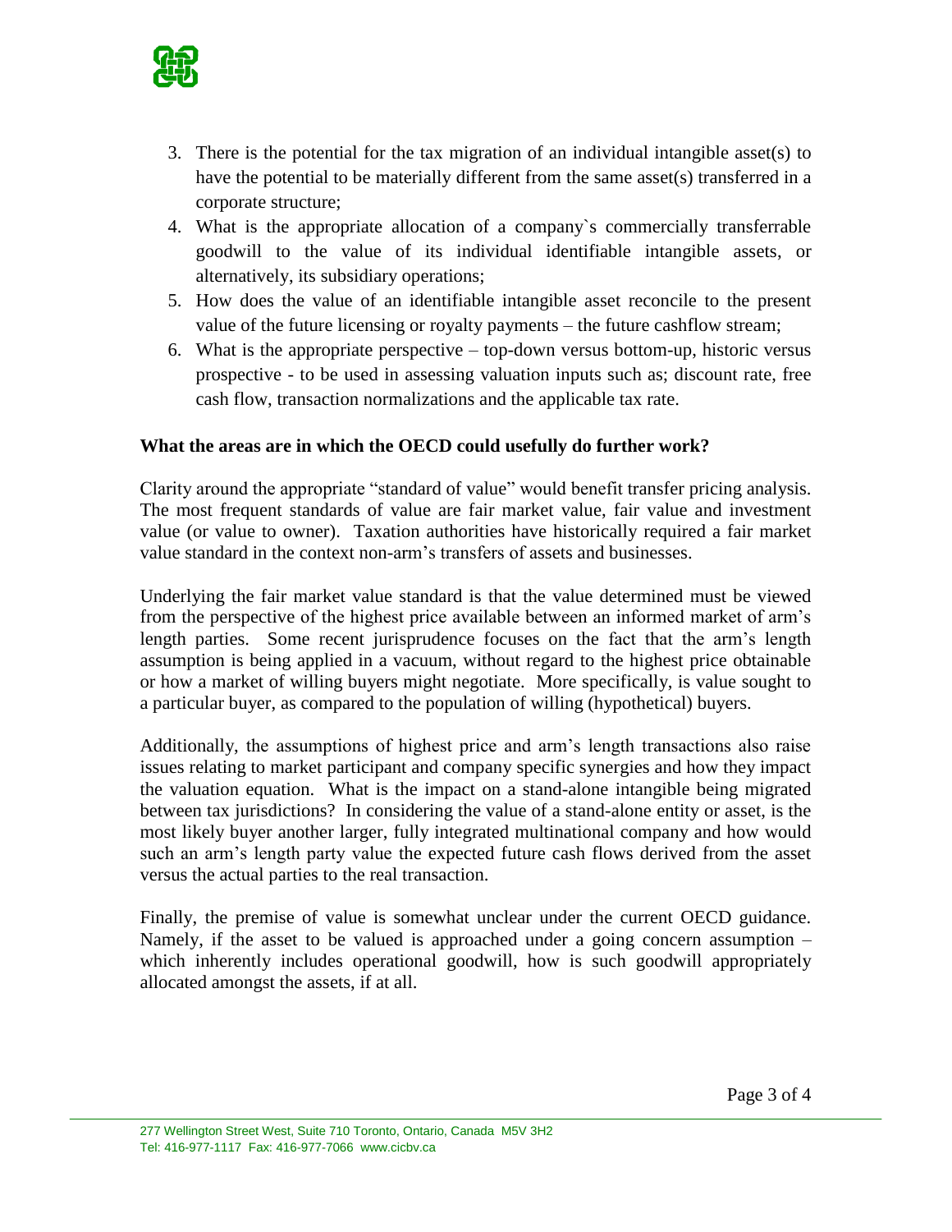3. There is the potential for the tax migration of an individual intangible asset(s) to have the potential to be materially different from the same asset(s) transferred in a corporate structure;
4. What is the appropriate allocation of a company`s commercially transferrable goodwill to the value of its individual identifiable intangible assets, or alternatively, its subsidiary operations;
5. How does the value of an identifiable intangible asset reconcile to the present value of the future licensing or royalty payments – the future cashflow stream;
6. What is the appropriate perspective – top-down versus bottom-up, historic versus prospective - to be used in assessing valuation inputs such as; discount rate, free cash flow, transaction normalizations and the applicable tax rate.

**What the areas are in which the OECD could usefully do further work?**

Clarity around the appropriate "standard of value" would benefit transfer pricing analysis. The most frequent standards of value are fair market value, fair value and investment value (or value to owner). Taxation authorities have historically required a fair market value standard in the context non-arm's transfers of assets and businesses.

Underlying the fair market value standard is that the value determined must be viewed from the perspective of the highest price available between an informed market of arm's length parties. Some recent jurisprudence focuses on the fact that the arm's length assumption is being applied in a vacuum, without regard to the highest price obtainable or how a market of willing buyers might negotiate. More specifically, is value sought to a particular buyer, as compared to the population of willing (hypothetical) buyers.

Additionally, the assumptions of highest price and arm's length transactions also raise issues relating to market participant and company specific synergies and how they impact the valuation equation. What is the impact on a stand-alone intangible being migrated between tax jurisdictions? In considering the value of a stand-alone entity or asset, is the most likely buyer another larger, fully integrated multinational company and how would such an arm's length party value the expected future cash flows derived from the asset versus the actual parties to the real transaction.

Finally, the premise of value is somewhat unclear under the current OECD guidance. Namely, if the asset to be valued is approached under a going concern assumption – which inherently includes operational goodwill, how is such goodwill appropriately allocated amongst the assets, if at all.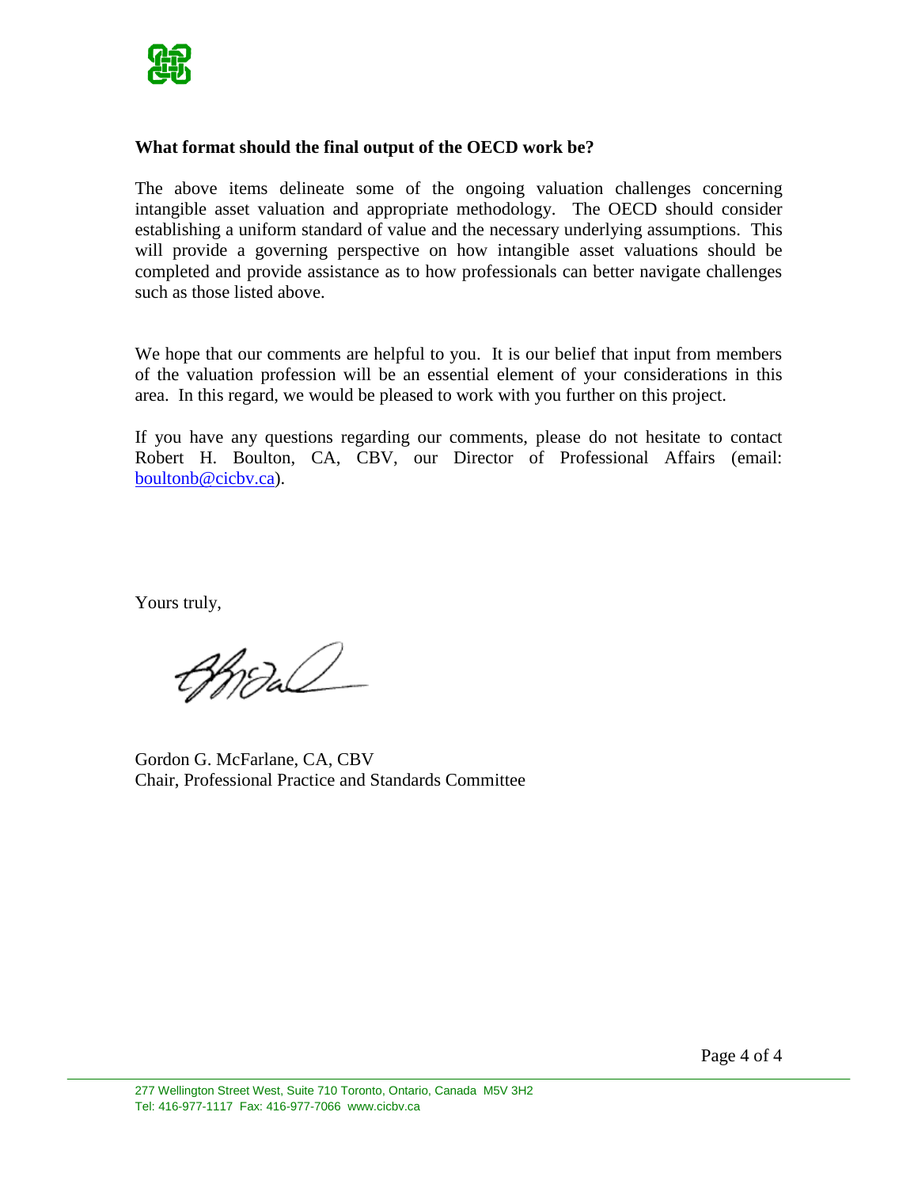**What format should the final output of the OECD work be?**

The above items delineate some of the ongoing valuation challenges concerning intangible asset valuation and appropriate methodology. The OECD should consider establishing a uniform standard of value and the necessary underlying assumptions. This will provide a governing perspective on how intangible asset valuations should be completed and provide assistance as to how professionals can better navigate challenges such as those listed above.

We hope that our comments are helpful to you. It is our belief that input from members of the valuation profession will be an essential element of your considerations in this area. In this regard, we would be pleased to work with you further on this project.

If you have any questions regarding our comments, please do not hesitate to contact Robert H. Boulton, CA, CBV, our Director of Professional Affairs (email: boultonb@cicbv.ca).

Yours truly,

Gordon G. McFarlane, CA, CBV
Chair, Professional Practice and Standards Committee

277 Wellington Street West, Suite 710 Toronto, Ontario, Canada M5V 3H2
Tel: 416-977-1117 Fax: 416-977-7066 www.cicbv.ca